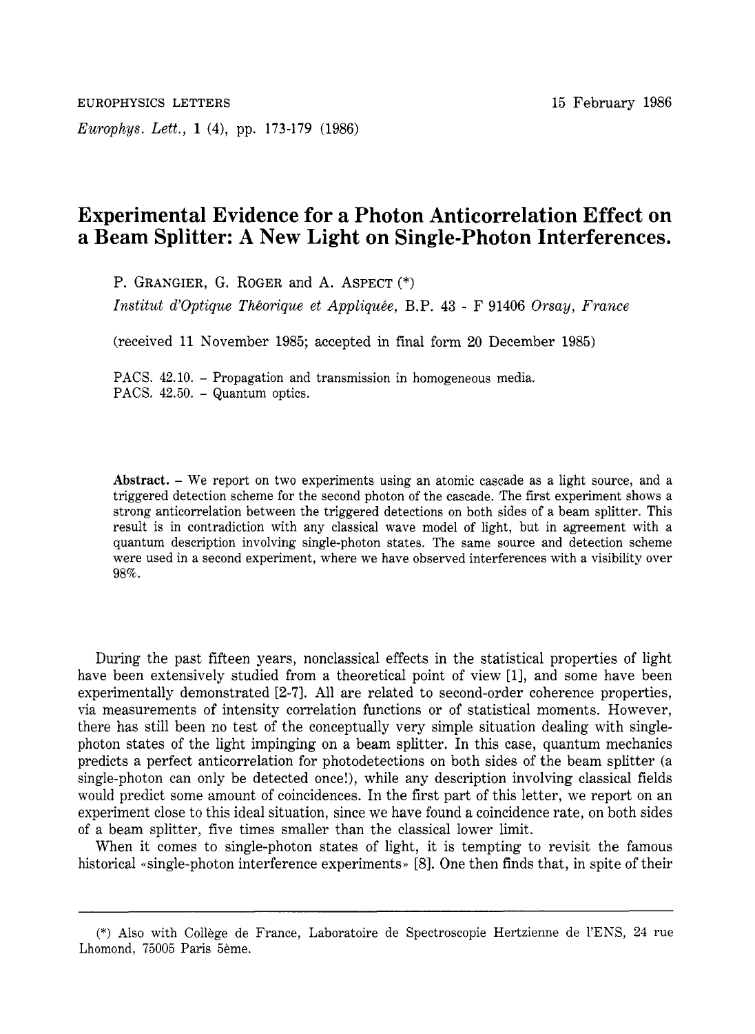EUROPHYSICS LETTERS 15 February 1986

*Europhys. Lett.*, **1** (4), pp. 173-179 (1986)

# Experimental Evidence for a Photon Anticorrelation Effect on a Beam Splitter: A New Light on Single-Photon Interferences.

P. GRANGIER, G. ROGER and A. ASPECT (*)

*Institut d'Optique Théorique et Appliquée*, B.P. 43 - F 91406 *Orsay, France*

(received 11 November 1985; accepted in final form 20 December 1985)

PACS. 42.10. – Propagation and transmission in homogeneous media.
PACS. 42.50. – Quantum optics.

**Abstract.** – We report on two experiments using an atomic cascade as a light source, and a triggered detection scheme for the second photon of the cascade. The first experiment shows a strong anticorrelation between the triggered detections on both sides of a beam splitter. This result is in contradiction with any classical wave model of light, but in agreement with a quantum description involving single-photon states. The same source and detection scheme were used in a second experiment, where we have observed interferences with a visibility over 98%.

During the past fifteen years, nonclassical effects in the statistical properties of light have been extensively studied from a theoretical point of view [1], and some have been experimentally demonstrated [2-7]. All are related to second-order coherence properties, via measurements of intensity correlation functions or of statistical moments. However, there has still been no test of the conceptually very simple situation dealing with single-photon states of the light impinging on a beam splitter. In this case, quantum mechanics predicts a perfect anticorrelation for photodetections on both sides of the beam splitter (a single-photon can only be detected once!), while any description involving classical fields would predict some amount of coincidences. In the first part of this letter, we report on an experiment close to this ideal situation, since we have found a coincidence rate, on both sides of a beam splitter, five times smaller than the classical lower limit.

When it comes to single-photon states of light, it is tempting to revisit the famous historical «single-photon interference experiments» [8]. One then finds that, in spite of their

(*) Also with Collège de France, Laboratoire de Spectroscopie Hertzienne de l'ENS, 24 rue Lhomond, 75005 Paris 5ème.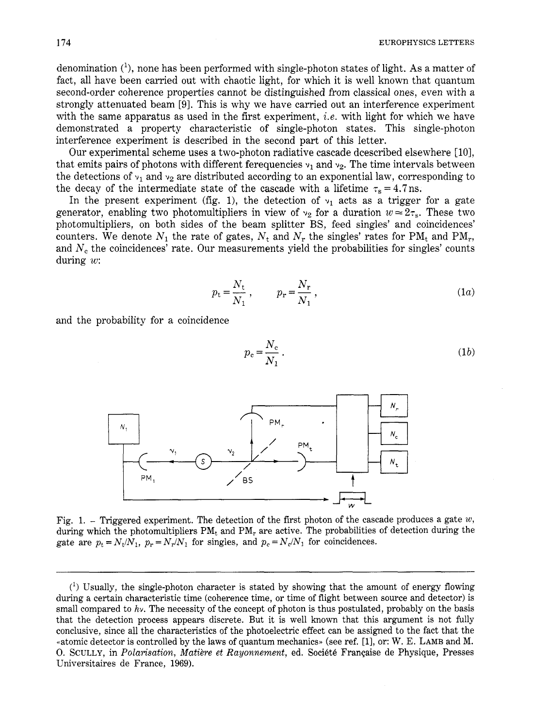denomination (1), none has been performed with single-photon states of light. As a matter of fact, all have been carried out with chaotic light, for which it is well known that quantum second-order coherence properties cannot be distinguished from classical ones, even with a strongly attenuated beam [9]. This is why we have carried out an interference experiment with the same apparatus as used in the first experiment, *i.e.* with light for which we have demonstrated a property characteristic of single-photon states. This single-photon interference experiment is described in the second part of this letter.

Our experimental scheme uses a two-photon radiative cascade dcescribed elsewhere [10], that emits pairs of photons with different ferequencies $\nu_1$ and $\nu_2$. The time intervals between the detections of $\nu_1$ and $\nu_2$ are distributed according to an exponential law, corresponding to the decay of the intermediate state of the cascade with a lifetime $\tau_s = 4.7\,\text{ns}$.

In the present experiment (fig. 1), the detection of $\nu_1$ acts as a trigger for a gate generator, enabling two photomultipliers in view of $\nu_2$ for a duration $w \simeq 2\tau_s$. These two photomultipliers, on both sides of the beam splitter BS, feed singles' and coincidences' counters. We denote $N_1$ the rate of gates, $N_t$ and $N_r$ the singles' rates for $PM_t$ and $PM_r$, and $N_c$ the coincidences' rate. Our measurements yield the probabilities for singles' counts during $w$:

$$p_t = \frac{N_t}{N_1}, \qquad p_r = \frac{N_r}{N_1}, \tag{1a}$$

and the probability for a coincidence

$$p_c = \frac{N_c}{N_1}. \tag{1b}$$

Fig. 1. – Triggered experiment. The detection of the first photon of the cascade produces a gate $w$, during which the photomultipliers $PM_t$ and $PM_r$ are active. The probabilities of detection during the gate are $p_t = N_t/N_1$, $p_r = N_r/N_1$ for singles, and $p_c = N_c/N_1$ for coincidences.

---

(1) Usually, the single-photon character is stated by showing that the amount of energy flowing during a certain characteristic time (coherence time, or time of flight between source and detector) is small compared to $h\nu$. The necessity of the concept of photon is thus postulated, probably on the basis that the detection process appears discrete. But it is well known that this argument is not fully conclusive, since all the characteristics of the photoelectric effect can be assigned to the fact that the «atomic detector is controlled by the laws of quantum mechanics» (see ref. [1], or: W. E. LAMB and M. O. SCULLY, in *Polarisation, Matière et Rayonnement*, ed. Société Française de Physique, Presses Universitaires de France, 1969).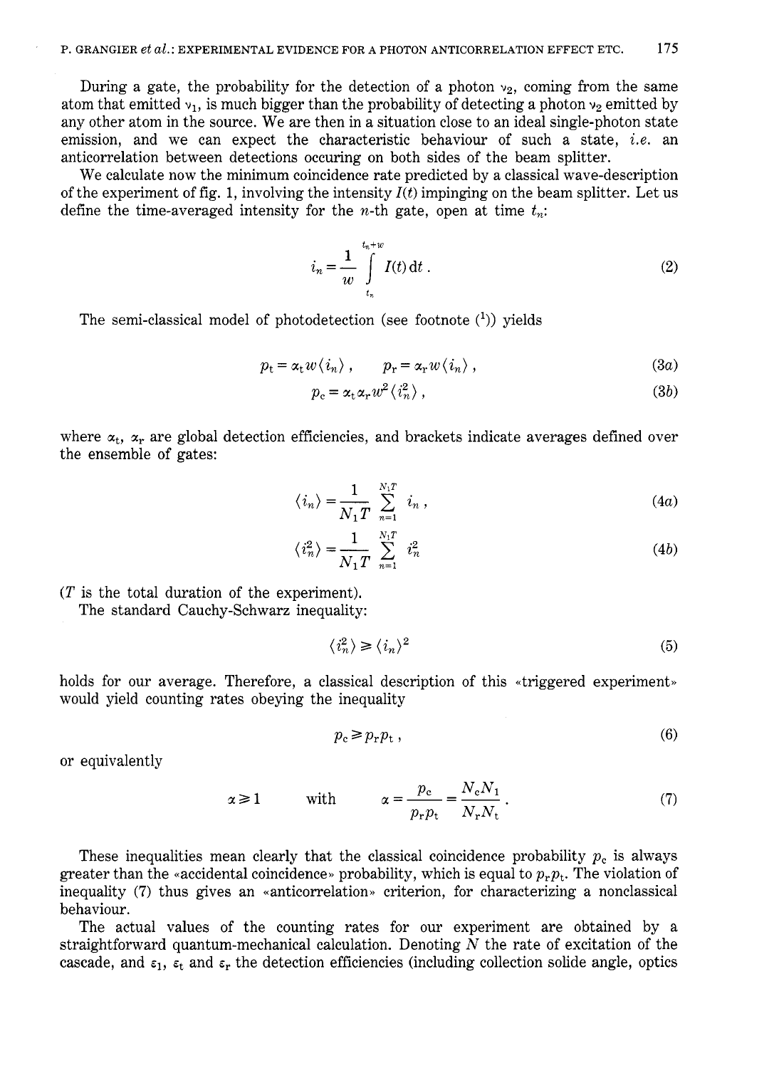During a gate, the probability for the detection of a photon $\nu_2$, coming from the same atom that emitted $\nu_1$, is much bigger than the probability of detecting a photon $\nu_2$ emitted by any other atom in the source. We are then in a situation close to an ideal single-photon state emission, and we can expect the characteristic behaviour of such a state, *i.e.* an anticorrelation between detections occuring on both sides of the beam splitter.

We calculate now the minimum coincidence rate predicted by a classical wave-description of the experiment of fig. 1, involving the intensity $I(t)$ impinging on the beam splitter. Let us define the time-averaged intensity for the $n$-th gate, open at time $t_n$:

$$i_n = \frac{1}{w} \int_{t_n}^{t_n+w} I(t)\,\mathrm{d}t\,. \tag{2}$$

The semi-classical model of photodetection (see footnote [1]) yields

$$p_\mathrm{t} = \alpha_\mathrm{t} w \langle i_n \rangle\,, \qquad p_\mathrm{r} = \alpha_\mathrm{r} w \langle i_n \rangle\,, \tag{3a}$$

$$p_\mathrm{c} = \alpha_\mathrm{t} \alpha_\mathrm{r} w^2 \langle i_n^2 \rangle\,, \tag{3b}$$

where $\alpha_\mathrm{t}$, $\alpha_\mathrm{r}$ are global detection efficiencies, and brackets indicate averages defined over the ensemble of gates:

$$\langle i_n \rangle = \frac{1}{N_1 T} \sum_{n=1}^{N_1 T} i_n\,, \tag{4a}$$

$$\langle i_n^2 \rangle = \frac{1}{N_1 T} \sum_{n=1}^{N_1 T} i_n^2 \tag{4b}$$

($T$ is the total duration of the experiment).

The standard Cauchy-Schwarz inequality:

$$\langle i_n^2 \rangle \geqslant \langle i_n \rangle^2 \tag{5}$$

holds for our average. Therefore, a classical description of this «triggered experiment» would yield counting rates obeying the inequality

$$p_\mathrm{c} \geqslant p_\mathrm{r} p_\mathrm{t}\,, \tag{6}$$

or equivalently

$$\alpha \geqslant 1 \qquad \text{with} \qquad \alpha = \frac{p_\mathrm{c}}{p_\mathrm{r} p_\mathrm{t}} = \frac{N_\mathrm{c} N_1}{N_\mathrm{r} N_\mathrm{t}}\,. \tag{7}$$

These inequalities mean clearly that the classical coincidence probability $p_\mathrm{c}$ is always greater than the «accidental coincidence» probability, which is equal to $p_\mathrm{r} p_\mathrm{t}$. The violation of inequality (7) thus gives an «anticorrelation» criterion, for characterizing a nonclassical behaviour.

The actual values of the counting rates for our experiment are obtained by a straightforward quantum-mechanical calculation. Denoting $N$ the rate of excitation of the cascade, and $\varepsilon_1$, $\varepsilon_\mathrm{t}$ and $\varepsilon_\mathrm{r}$ the detection efficiencies (including collection solide angle, optics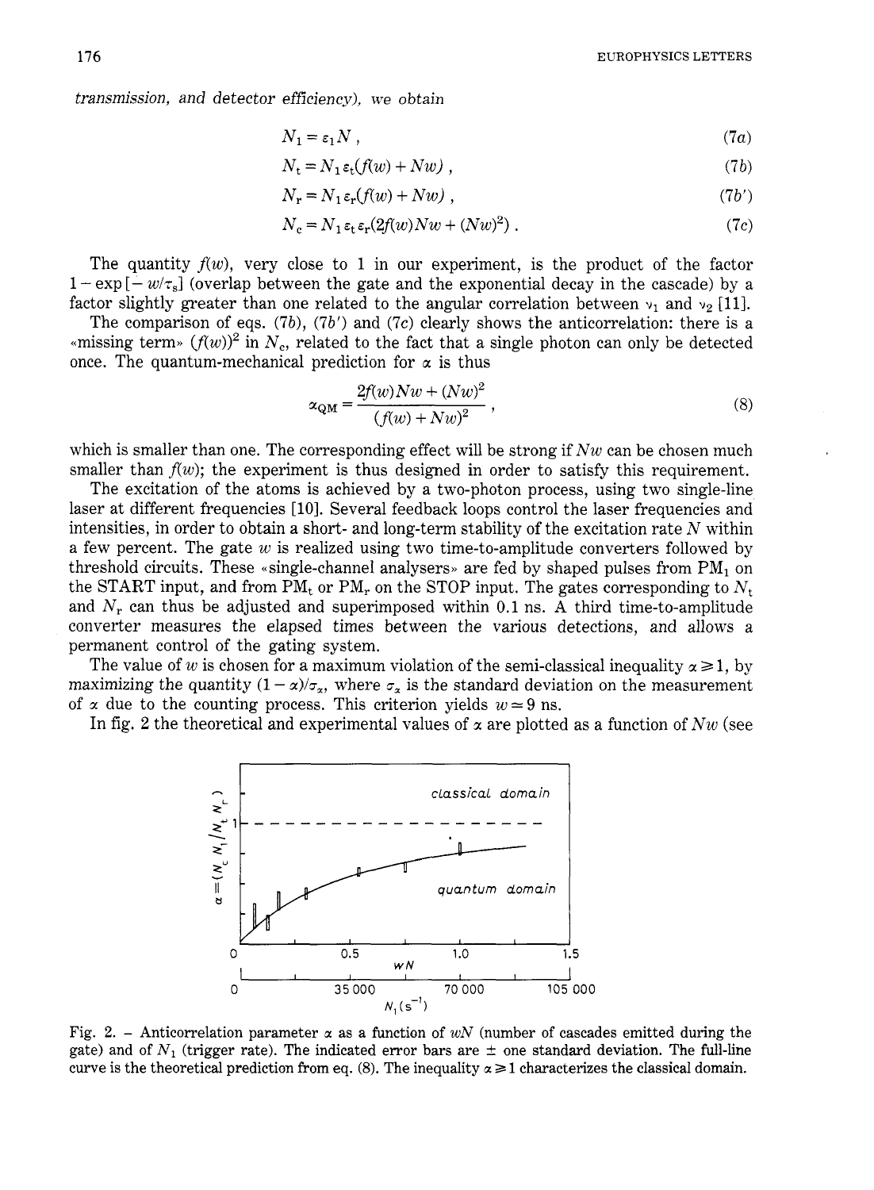*transmission, and detector efficiency*), we obtain

$$N_1 = \varepsilon_1 N\,, \tag{7a}$$

$$N_t = N_1 \varepsilon_t (f(w) + Nw)\,, \tag{7b}$$

$$N_r = N_1 \varepsilon_r (f(w) + Nw)\,, \tag{7b'}$$

$$N_c = N_1 \varepsilon_t \varepsilon_r (2f(w)Nw + (Nw)^2)\,. \tag{7c}$$

The quantity $f(w)$, very close to 1 in our experiment, is the product of the factor $1 - \exp[-w/\tau_s]$ (overlap between the gate and the exponential decay in the cascade) by a factor slightly greater than one related to the angular correlation between $\nu_1$ and $\nu_2$ [11].

The comparison of eqs. (7b), (7b') and (7c) clearly shows the anticorrelation: there is a «missing term» $(f(w))^2$ in $N_c$, related to the fact that a single photon can only be detected once. The quantum-mechanical prediction for $\alpha$ is thus

$$\alpha_{QM} = \frac{2f(w)Nw + (Nw)^2}{(f(w) + Nw)^2}\,, \tag{8}$$

which is smaller than one. The corresponding effect will be strong if $Nw$ can be chosen much smaller than $f(w)$; the experiment is thus designed in order to satisfy this requirement.

The excitation of the atoms is achieved by a two-photon process, using two single-line laser at different frequencies [10]. Several feedback loops control the laser frequencies and intensities, in order to obtain a short- and long-term stability of the excitation rate $N$ within a few percent. The gate $w$ is realized using two time-to-amplitude converters followed by threshold circuits. These «single-channel analysers» are fed by shaped pulses from $PM_1$ on the START input, and from $PM_t$ or $PM_r$ on the STOP input. The gates corresponding to $N_t$ and $N_r$ can thus be adjusted and superimposed within 0.1 ns. A third time-to-amplitude converter measures the elapsed times between the various detections, and allows a permanent control of the gating system.

The value of $w$ is chosen for a maximum violation of the semi-classical inequality $\alpha \geq 1$, by maximizing the quantity $(1-\alpha)/\sigma_\alpha$, where $\sigma_\alpha$ is the standard deviation on the measurement of $\alpha$ due to the counting process. This criterion yields $w \simeq 9$ ns.

In fig. 2 the theoretical and experimental values of $\alpha$ are plotted as a function of $Nw$ (see

Fig. 2. – Anticorrelation parameter $\alpha$ as a function of $wN$ (number of cascades emitted during the gate) and of $N_1$ (trigger rate). The indicated error bars are $\pm$ one standard deviation. The full-line curve is the theoretical prediction from eq. (8). The inequality $\alpha \geq 1$ characterizes the classical domain.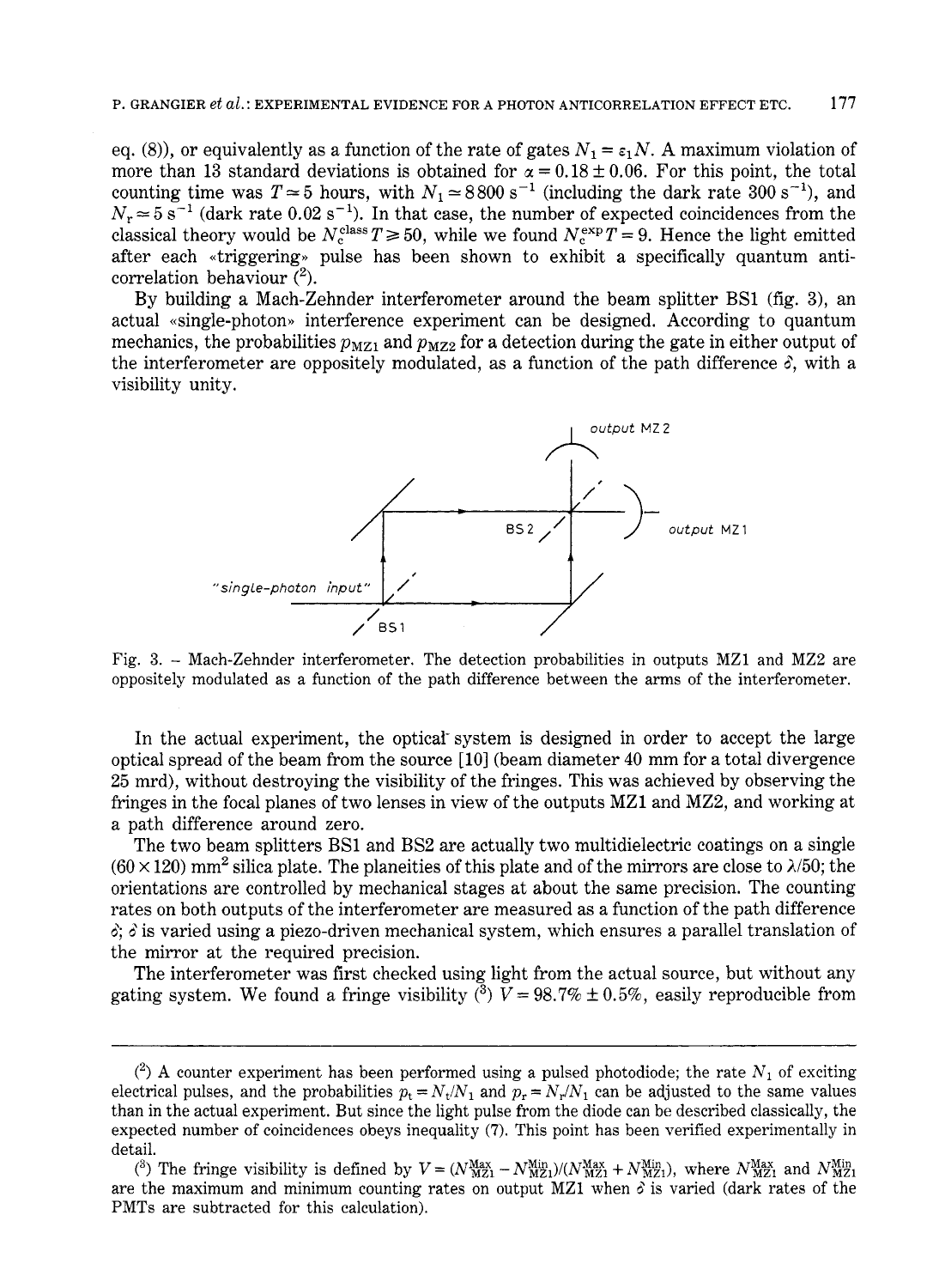eq. (8)), or equivalently as a function of the rate of gates $N_1 = \varepsilon_1 N$. A maximum violation of more than 13 standard deviations is obtained for $\alpha = 0.18 \pm 0.06$. For this point, the total counting time was $T \simeq 5$ hours, with $N_1 \simeq 8800\ \text{s}^{-1}$ (including the dark rate $300\ \text{s}^{-1}$), and $N_r \simeq 5\ \text{s}^{-1}$ (dark rate $0.02\ \text{s}^{-1}$). In that case, the number of expected coincidences from the classical theory would be $N_c^{\text{class}} T \geq 50$, while we found $N_c^{\text{exp}} T = 9$. Hence the light emitted after each «triggering» pulse has been shown to exhibit a specifically quantum anticorrelation behaviour [2].

By building a Mach-Zehnder interferometer around the beam splitter BS1 (fig. 3), an actual «single-photon» interference experiment can be designed. According to quantum mechanics, the probabilities $p_{\text{MZ1}}$ and $p_{\text{MZ2}}$ for a detection during the gate in either output of the interferometer are oppositely modulated, as a function of the path difference $\delta$, with a visibility unity.

Fig. 3. – Mach-Zehnder interferometer. The detection probabilities in outputs MZ1 and MZ2 are oppositely modulated as a function of the path difference between the arms of the interferometer.

In the actual experiment, the optical system is designed in order to accept the large optical spread of the beam from the source [10] (beam diameter 40 mm for a total divergence 25 mrd), without destroying the visibility of the fringes. This was achieved by observing the fringes in the focal planes of two lenses in view of the outputs MZ1 and MZ2, and working at a path difference around zero.

The two beam splitters BS1 and BS2 are actually two multidielectric coatings on a single $(60 \times 120)\ \text{mm}^2$ silica plate. The planeities of this plate and of the mirrors are close to $\lambda/50$; the orientations are controlled by mechanical stages at about the same precision. The counting rates on both outputs of the interferometer are measured as a function of the path difference $\delta$; $\delta$ is varied using a piezo-driven mechanical system, which ensures a parallel translation of the mirror at the required precision.

The interferometer was first checked using light from the actual source, but without any gating system. We found a fringe visibility [3] $V = 98.7\% \pm 0.5\%$, easily reproducible from

---

[2] A counter experiment has been performed using a pulsed photodiode; the rate $N_1$ of exciting electrical pulses, and the probabilities $p_t = N_t/N_1$ and $p_r = N_r/N_1$ can be adjusted to the same values than in the actual experiment. But since the light pulse from the diode can be described classically, the expected number of coincidences obeys inequality (7). This point has been verified experimentally in detail.

[3] The fringe visibility is defined by $V = (N_{\text{MZ1}}^{\text{Max}} - N_{\text{MZ1}}^{\text{Min}})/(N_{\text{MZ1}}^{\text{Max}} + N_{\text{MZ1}}^{\text{Min}})$, where $N_{\text{MZ1}}^{\text{Max}}$ and $N_{\text{MZ1}}^{\text{Min}}$ are the maximum and minimum counting rates on output MZ1 when $\delta$ is varied (dark rates of the PMTs are subtracted for this calculation).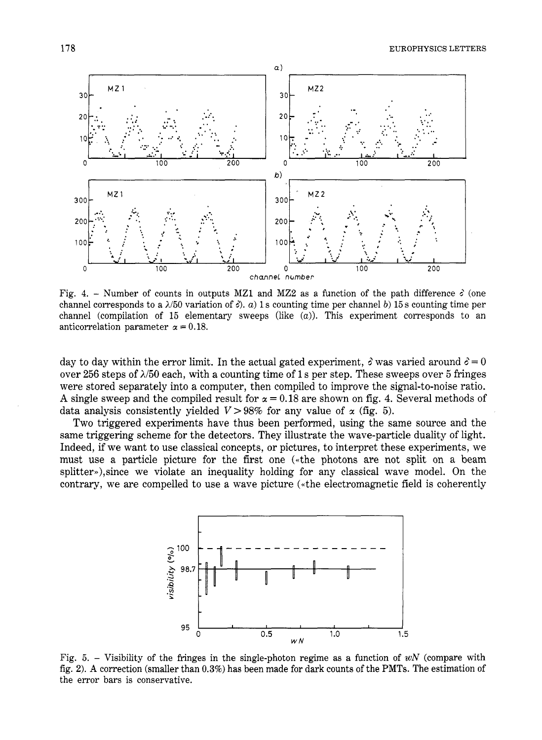Fig. 4. – Number of counts in outputs MZ1 and MZ2 as a function of the path difference $\delta$ (one channel corresponds to a $\lambda/50$ variation of $\delta$). *a*) 1 s counting time per channel *b*) 15 s counting time per channel (compilation of 15 elementary sweeps (like (*a*)). This experiment corresponds to an anticorrelation parameter $\alpha = 0.18$.

day to day within the error limit. In the actual gated experiment, $\delta$ was varied around $\delta = 0$ over 256 steps of $\lambda/50$ each, with a counting time of 1 s per step. These sweeps over 5 fringes were stored separately into a computer, then compiled to improve the signal-to-noise ratio. A single sweep and the compiled result for $\alpha = 0.18$ are shown on fig. 4. Several methods of data analysis consistently yielded $V > 98\%$ for any value of $\alpha$ (fig. 5).

Two triggered experiments have thus been performed, using the same source and the same triggering scheme for the detectors. They illustrate the wave-particle duality of light. Indeed, if we want to use classical concepts, or pictures, to interpret these experiments, we must use a particle picture for the first one («the photons are not split on a beam splitter»),since we violate an inequality holding for any classical wave model. On the contrary, we are compelled to use a wave picture («the electromagnetic field is coherently

Fig. 5. – Visibility of the fringes in the single-photon regime as a function of $wN$ (compare with fig. 2). A correction (smaller than 0.3%) has been made for dark counts of the PMTs. The estimation of the error bars is conservative.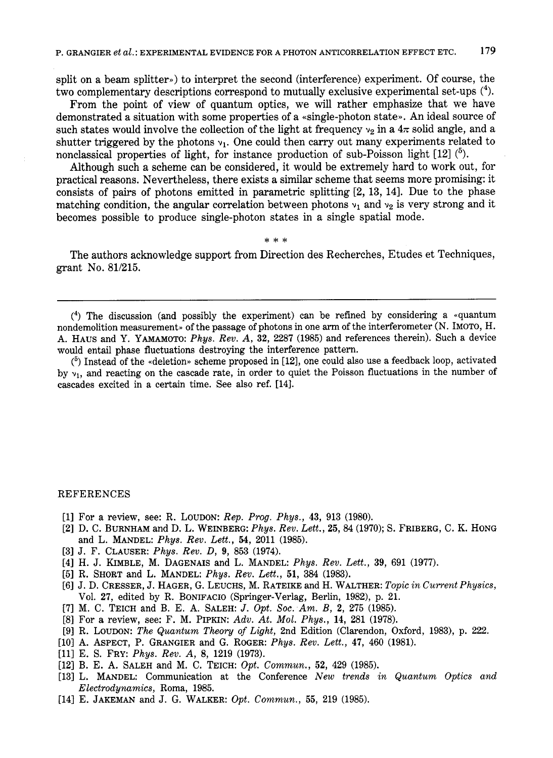split on a beam splitter») to interpret the second (interference) experiment. Of course, the two complementary descriptions correspond to mutually exclusive experimental set-ups (4).

From the point of view of quantum optics, we will rather emphasize that we have demonstrated a situation with some properties of a «single-photon state». An ideal source of such states would involve the collection of the light at frequency $\nu_2$ in a $4\pi$ solid angle, and a shutter triggered by the photons $\nu_1$. One could then carry out many experiments related to nonclassical properties of light, for instance production of sub-Poisson light [12] (5).

Although such a scheme can be considered, it would be extremely hard to work out, for practical reasons. Nevertheless, there exists a similar scheme that seems more promising: it consists of pairs of photons emitted in parametric splitting [2, 13, 14]. Due to the phase matching condition, the angular correlation between photons $\nu_1$ and $\nu_2$ is very strong and it becomes possible to produce single-photon states in a single spatial mode.

\* \* \*

The authors acknowledge support from Direction des Recherches, Etudes et Techniques, grant No. 81/215.

---

(4) The discussion (and possibly the experiment) can be refined by considering a «quantum nondemolition measurement» of the passage of photons in one arm of the interferometer (N. IMOTO, H. A. HAUS and Y. YAMAMOTO: *Phys. Rev. A*, **32**, 2287 (1985) and references therein). Such a device would entail phase fluctuations destroying the interference pattern.

(5) Instead of the «deletion» scheme proposed in [12], one could also use a feedback loop, activated by $\nu_1$, and reacting on the cascade rate, in order to quiet the Poisson fluctuations in the number of cascades excited in a certain time. See also ref. [14].

## REFERENCES

[1] For a review, see: R. LOUDON: *Rep. Prog. Phys.*, **43**, 913 (1980).

[2] D. C. BURNHAM and D. L. WEINBERG: *Phys. Rev. Lett.*, **25**, 84 (1970); S. FRIBERG, C. K. HONG and L. MANDEL: *Phys. Rev. Lett.*, **54**, 2011 (1985).

[3] J. F. CLAUSER: *Phys. Rev. D*, **9**, 853 (1974).

[4] H. J. KIMBLE, M. DAGENAIS and L. MANDEL: *Phys. Rev. Lett.*, **39**, 691 (1977).

[5] R. SHORT and L. MANDEL: *Phys. Rev. Lett.*, **51**, 384 (1983).

[6] J. D. CRESSER, J. HAGER, G. LEUCHS, M. RATEIKE and H. WALTHER: *Topic in Current Physics*, Vol. 27, edited by R. BONIFACIO (Springer-Verlag, Berlin, 1982), p. 21.

[7] M. C. TEICH and B. E. A. SALEH: *J. Opt. Soc. Am. B*, **2**, 275 (1985).

[8] For a review, see: F. M. PIPKIN: *Adv. At. Mol. Phys.*, **14**, 281 (1978).

[9] R. LOUDON: *The Quantum Theory of Light*, 2nd Edition (Clarendon, Oxford, 1983), p. 222.

[10] A. ASPECT, P. GRANGIER and G. ROGER: *Phys. Rev. Lett.*, **47**, 460 (1981).

[11] E. S. FRY: *Phys. Rev. A*, **8**, 1219 (1973).

[12] B. E. A. SALEH and M. C. TEICH: *Opt. Commun.*, **52**, 429 (1985).

[13] L. MANDEL: Communication at the Conference *New trends in Quantum Optics and Electrodynamics*, Roma, 1985.

[14] E. JAKEMAN and J. G. WALKER: *Opt. Commun.*, **55**, 219 (1985).